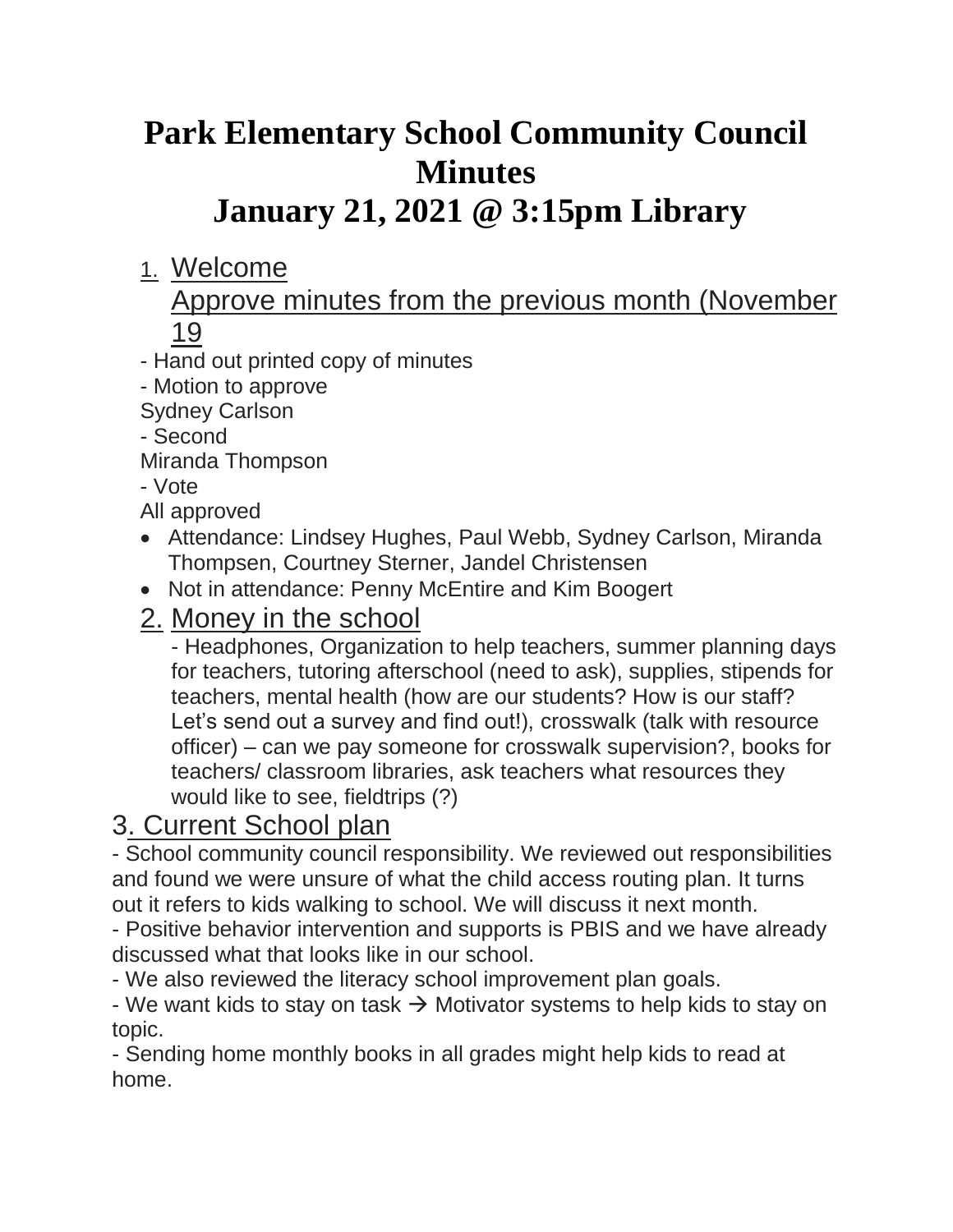# Park Elementary School Community Council Minutes

# January 21, 2021 @ 3:15pm Library

1. Welcome
   Approve minutes from the previous month (November 19

- Hand out printed copy of minutes
- Motion to approve
Sydney Carlson
- Second
Miranda Thompson
- Vote
All approved

- Attendance: Lindsey Hughes, Paul Webb, Sydney Carlson, Miranda Thompsen, Courtney Sterner, Jandel Christensen
- Not in attendance: Penny McEntire and Kim Boogert

## 2. Money in the school

- Headphones, Organization to help teachers, summer planning days for teachers, tutoring afterschool (need to ask), supplies, stipends for teachers, mental health (how are our students? How is our staff? Let's send out a survey and find out!), crosswalk (talk with resource officer) – can we pay someone for crosswalk supervision?, books for teachers/ classroom libraries, ask teachers what resources they would like to see, fieldtrips (?)

## 3. Current School plan

- School community council responsibility. We reviewed out responsibilities and found we were unsure of what the child access routing plan. It turns out it refers to kids walking to school. We will discuss it next month.
- Positive behavior intervention and supports is PBIS and we have already discussed what that looks like in our school.
- We also reviewed the literacy school improvement plan goals.
- We want kids to stay on task → Motivator systems to help kids to stay on topic.
- Sending home monthly books in all grades might help kids to read at home.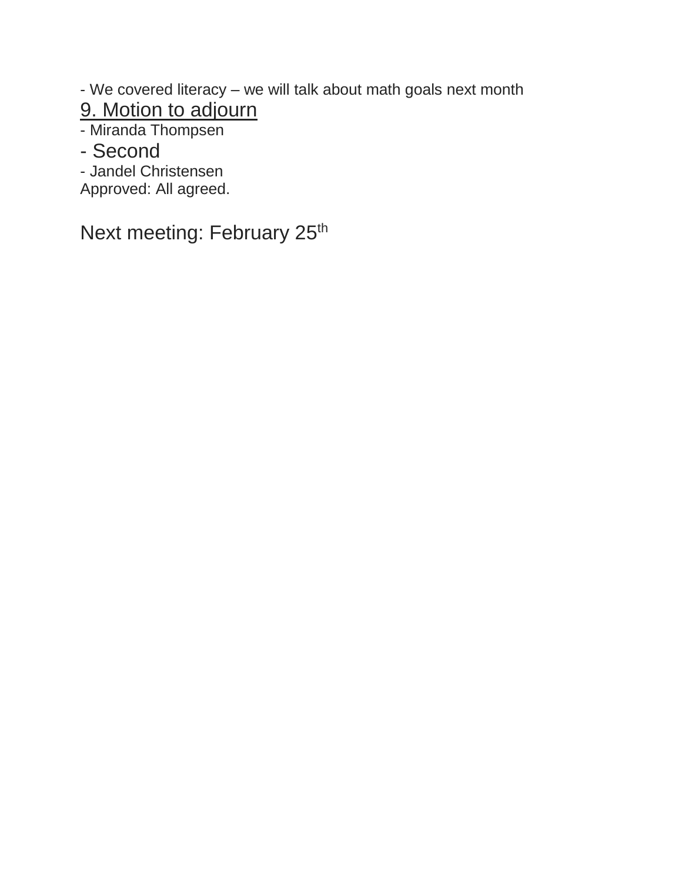- We covered literacy – we will talk about math goals next month

## 9. Motion to adjourn

- Miranda Thompsen
- Second
- Jandel Christensen

Approved: All agreed.

Next meeting: February 25th